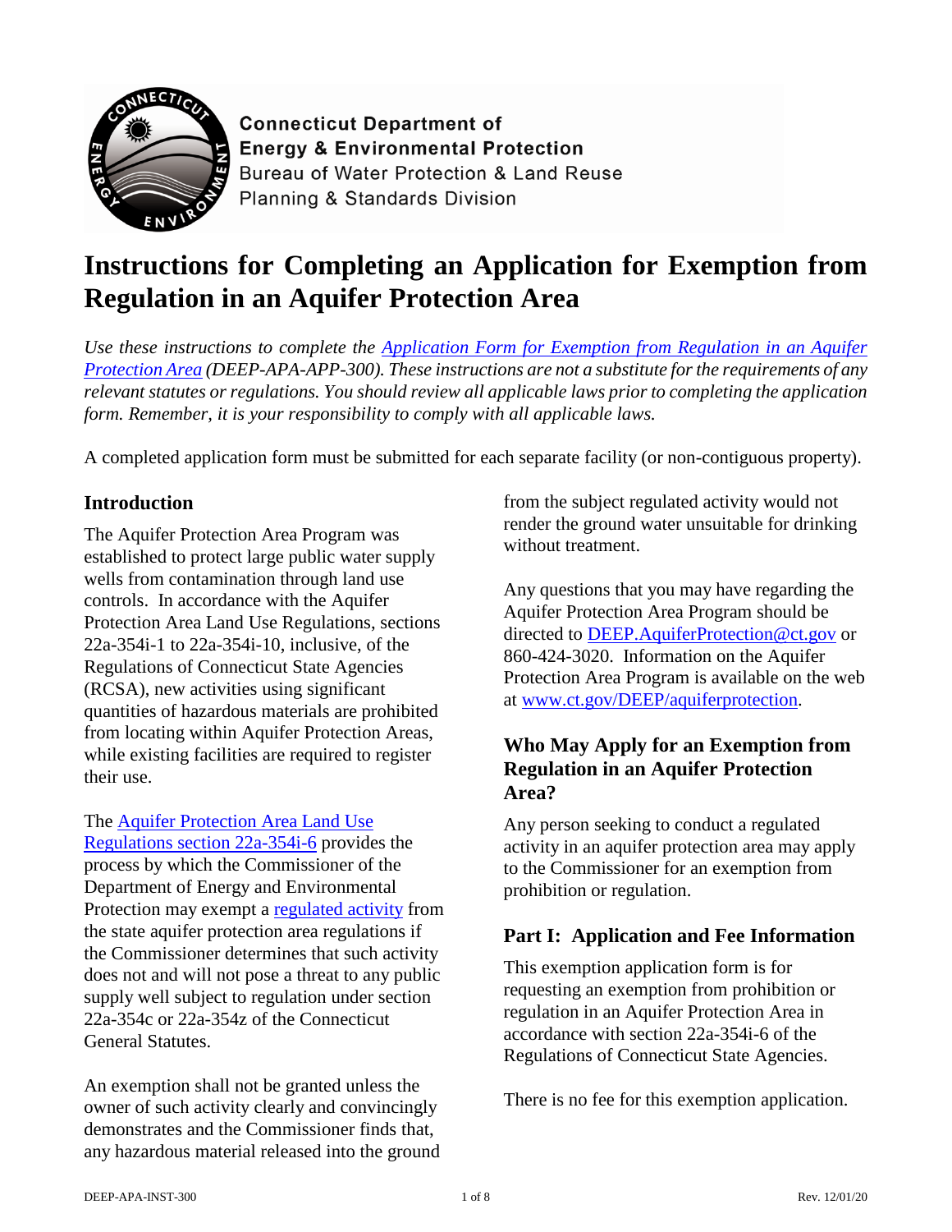Connecticut Department of Energy & Environmental Protection
Bureau of Water Protection & Land Reuse
Planning & Standards Division

# Instructions for Completing an Application for Exemption from Regulation in an Aquifer Protection Area

*Use these instructions to complete the Application Form for Exemption from Regulation in an Aquifer Protection Area (DEEP-APA-APP-300). These instructions are not a substitute for the requirements of any relevant statutes or regulations. You should review all applicable laws prior to completing the application form. Remember, it is your responsibility to comply with all applicable laws.*

A completed application form must be submitted for each separate facility (or non-contiguous property).

## Introduction

The Aquifer Protection Area Program was established to protect large public water supply wells from contamination through land use controls. In accordance with the Aquifer Protection Area Land Use Regulations, sections 22a-354i-1 to 22a-354i-10, inclusive, of the Regulations of Connecticut State Agencies (RCSA), new activities using significant quantities of hazardous materials are prohibited from locating within Aquifer Protection Areas, while existing facilities are required to register their use.

The Aquifer Protection Area Land Use Regulations section 22a-354i-6 provides the process by which the Commissioner of the Department of Energy and Environmental Protection may exempt a regulated activity from the state aquifer protection area regulations if the Commissioner determines that such activity does not and will not pose a threat to any public supply well subject to regulation under section 22a-354c or 22a-354z of the Connecticut General Statutes.

An exemption shall not be granted unless the owner of such activity clearly and convincingly demonstrates and the Commissioner finds that, any hazardous material released into the ground from the subject regulated activity would not render the ground water unsuitable for drinking without treatment.

Any questions that you may have regarding the Aquifer Protection Area Program should be directed to DEEP.AquiferProtection@ct.gov or 860-424-3020. Information on the Aquifer Protection Area Program is available on the web at www.ct.gov/DEEP/aquiferprotection.

## Who May Apply for an Exemption from Regulation in an Aquifer Protection Area?

Any person seeking to conduct a regulated activity in an aquifer protection area may apply to the Commissioner for an exemption from prohibition or regulation.

## Part I: Application and Fee Information

This exemption application form is for requesting an exemption from prohibition or regulation in an Aquifer Protection Area in accordance with section 22a-354i-6 of the Regulations of Connecticut State Agencies.

There is no fee for this exemption application.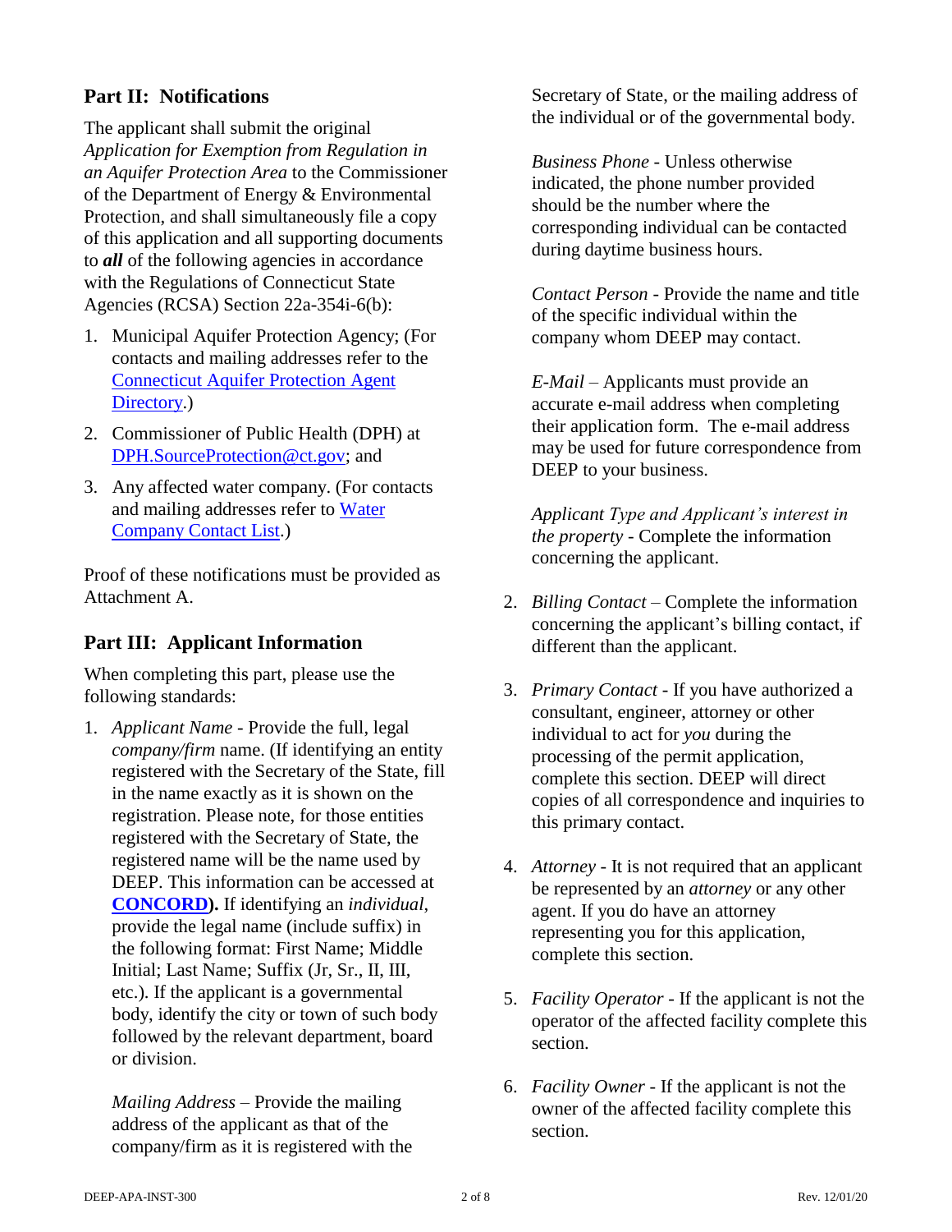## Part II: Notifications

The applicant shall submit the original *Application for Exemption from Regulation in an Aquifer Protection Area* to the Commissioner of the Department of Energy & Environmental Protection, and shall simultaneously file a copy of this application and all supporting documents to ***all*** of the following agencies in accordance with the Regulations of Connecticut State Agencies (RCSA) Section 22a-354i-6(b):

1. Municipal Aquifer Protection Agency; (For contacts and mailing addresses refer to the Connecticut Aquifer Protection Agent Directory.)
2. Commissioner of Public Health (DPH) at DPH.SourceProtection@ct.gov; and
3. Any affected water company. (For contacts and mailing addresses refer to Water Company Contact List.)

Proof of these notifications must be provided as Attachment A.

## Part III: Applicant Information

When completing this part, please use the following standards:

1. *Applicant Name* - Provide the full, legal *company/firm* name. (If identifying an entity registered with the Secretary of the State, fill in the name exactly as it is shown on the registration. Please note, for those entities registered with the Secretary of State, the registered name will be the name used by DEEP. This information can be accessed at **CONCORD**). If identifying an *individual*, provide the legal name (include suffix) in the following format: First Name; Middle Initial; Last Name; Suffix (Jr, Sr., II, III, etc.). If the applicant is a governmental body, identify the city or town of such body followed by the relevant department, board or division.

   *Mailing Address* – Provide the mailing address of the applicant as that of the company/firm as it is registered with the Secretary of State, or the mailing address of the individual or of the governmental body.

   *Business Phone* - Unless otherwise indicated, the phone number provided should be the number where the corresponding individual can be contacted during daytime business hours.

   *Contact Person* - Provide the name and title of the specific individual within the company whom DEEP may contact.

   *E-Mail* – Applicants must provide an accurate e-mail address when completing their application form. The e-mail address may be used for future correspondence from DEEP to your business.

   *Applicant Type and Applicant's interest in the property* - Complete the information concerning the applicant.

2. *Billing Contact* – Complete the information concerning the applicant's billing contact, if different than the applicant.

3. *Primary Contact* - If you have authorized a consultant, engineer, attorney or other individual to act for *you* during the processing of the permit application, complete this section. DEEP will direct copies of all correspondence and inquiries to this primary contact.

4. *Attorney* - It is not required that an applicant be represented by an *attorney* or any other agent. If you do have an attorney representing you for this application, complete this section.

5. *Facility Operator* - If the applicant is not the operator of the affected facility complete this section.

6. *Facility Owner* - If the applicant is not the owner of the affected facility complete this section.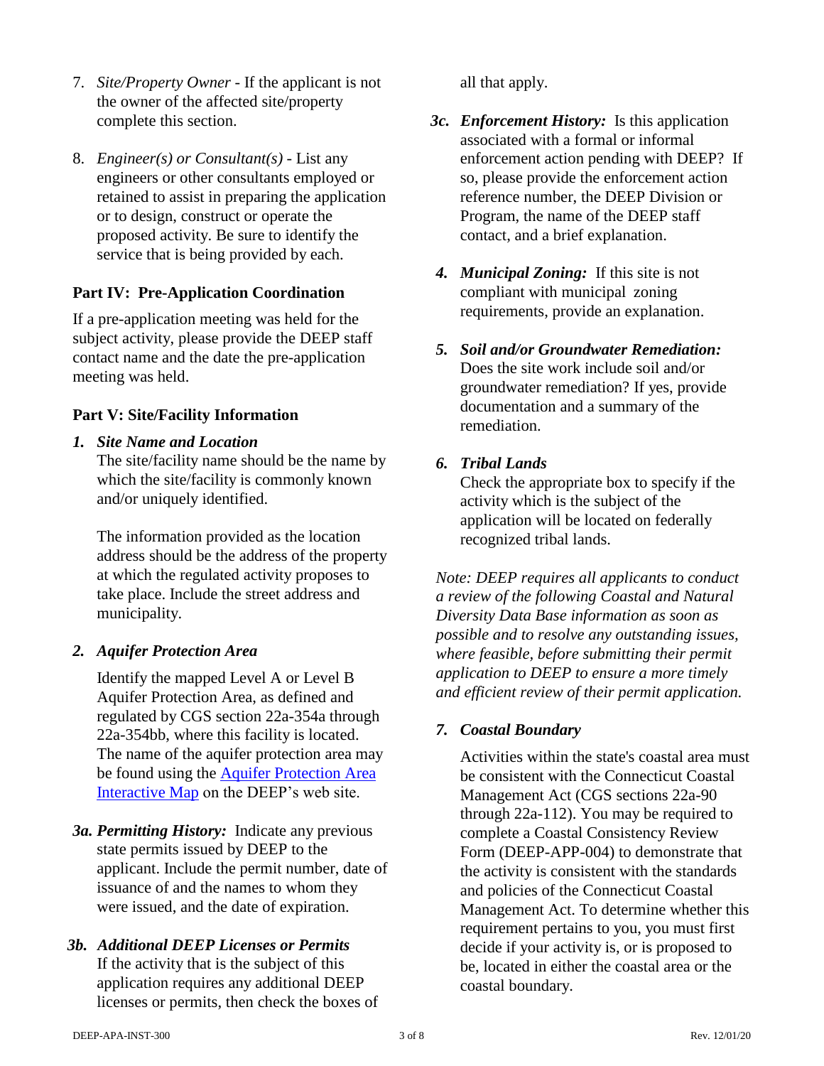7. *Site/Property Owner* - If the applicant is not the owner of the affected site/property complete this section.

8. *Engineer(s) or Consultant(s)* - List any engineers or other consultants employed or retained to assist in preparing the application or to design, construct or operate the proposed activity. Be sure to identify the service that is being provided by each.

## Part IV: Pre-Application Coordination

If a pre-application meeting was held for the subject activity, please provide the DEEP staff contact name and the date the pre-application meeting was held.

## Part V: Site/Facility Information

***1. Site Name and Location***

The site/facility name should be the name by which the site/facility is commonly known and/or uniquely identified.

The information provided as the location address should be the address of the property at which the regulated activity proposes to take place. Include the street address and municipality.

***2. Aquifer Protection Area***

Identify the mapped Level A or Level B Aquifer Protection Area, as defined and regulated by CGS section 22a-354a through 22a-354bb, where this facility is located. The name of the aquifer protection area may be found using the Aquifer Protection Area Interactive Map on the DEEP's web site.

***3a. Permitting History:*** Indicate any previous state permits issued by DEEP to the applicant. Include the permit number, date of issuance of and the names to whom they were issued, and the date of expiration.

***3b. Additional DEEP Licenses or Permits***

If the activity that is the subject of this application requires any additional DEEP licenses or permits, then check the boxes of all that apply.

***3c. Enforcement History:*** Is this application associated with a formal or informal enforcement action pending with DEEP? If so, please provide the enforcement action reference number, the DEEP Division or Program, the name of the DEEP staff contact, and a brief explanation.

***4. Municipal Zoning:*** If this site is not compliant with municipal zoning requirements, provide an explanation.

***5. Soil and/or Groundwater Remediation:*** Does the site work include soil and/or groundwater remediation? If yes, provide documentation and a summary of the remediation.

***6. Tribal Lands***

Check the appropriate box to specify if the activity which is the subject of the application will be located on federally recognized tribal lands.

*Note: DEEP requires all applicants to conduct a review of the following Coastal and Natural Diversity Data Base information as soon as possible and to resolve any outstanding issues, where feasible, before submitting their permit application to DEEP to ensure a more timely and efficient review of their permit application.*

***7. Coastal Boundary***

Activities within the state's coastal area must be consistent with the Connecticut Coastal Management Act (CGS sections 22a-90 through 22a-112). You may be required to complete a Coastal Consistency Review Form (DEEP-APP-004) to demonstrate that the activity is consistent with the standards and policies of the Connecticut Coastal Management Act. To determine whether this requirement pertains to you, you must first decide if your activity is, or is proposed to be, located in either the coastal area or the coastal boundary.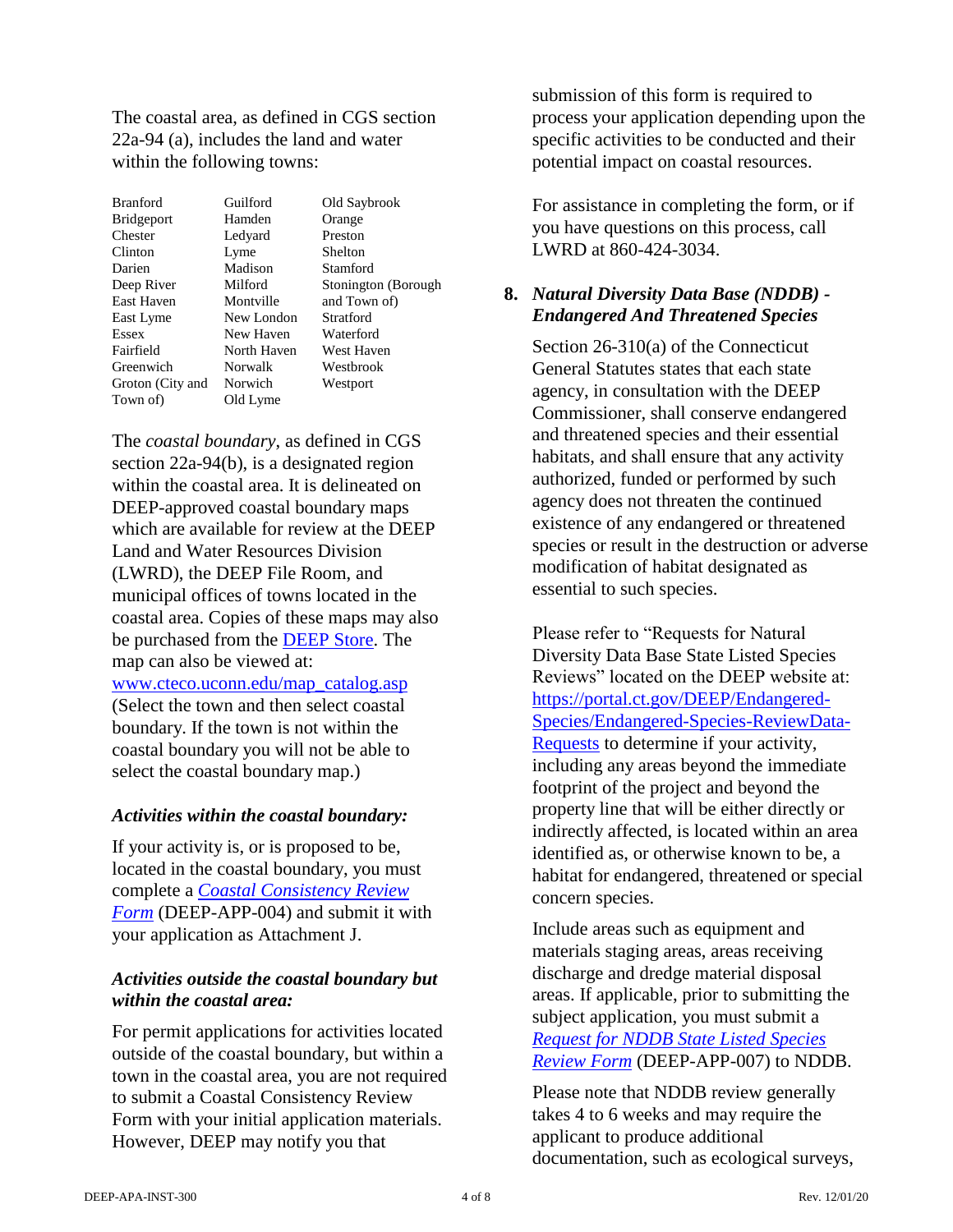The coastal area, as defined in CGS section 22a-94 (a), includes the land and water within the following towns:

| | | |
|---|---|---|
| Branford | Guilford | Old Saybrook |
| Bridgeport | Hamden | Orange |
| Chester | Ledyard | Preston |
| Clinton | Lyme | Shelton |
| Darien | Madison | Stamford |
| Deep River | Milford | Stonington (Borough and Town of) |
| East Haven | Montville | Stratford |
| East Lyme | New London | Waterford |
| Essex | New Haven | West Haven |
| Fairfield | North Haven | Westbrook |
| Greenwich | Norwalk | Westport |
| Groton (City and Town of) | Norwich | |
| | Old Lyme | |

The *coastal boundary*, as defined in CGS section 22a-94(b), is a designated region within the coastal area. It is delineated on DEEP-approved coastal boundary maps which are available for review at the DEEP Land and Water Resources Division (LWRD), the DEEP File Room, and municipal offices of towns located in the coastal area. Copies of these maps may also be purchased from the DEEP Store. The map can also be viewed at: www.cteco.uconn.edu/map_catalog.asp (Select the town and then select coastal boundary. If the town is not within the coastal boundary you will not be able to select the coastal boundary map.)

***Activities within the coastal boundary:***

If your activity is, or is proposed to be, located in the coastal boundary, you must complete a *Coastal Consistency Review Form* (DEEP-APP-004) and submit it with your application as Attachment J.

***Activities outside the coastal boundary but within the coastal area:***

For permit applications for activities located outside of the coastal boundary, but within a town in the coastal area, you are not required to submit a Coastal Consistency Review Form with your initial application materials. However, DEEP may notify you that submission of this form is required to process your application depending upon the specific activities to be conducted and their potential impact on coastal resources.

For assistance in completing the form, or if you have questions on this process, call LWRD at 860-424-3034.

**8. *Natural Diversity Data Base (NDDB) - Endangered And Threatened Species***

Section 26-310(a) of the Connecticut General Statutes states that each state agency, in consultation with the DEEP Commissioner, shall conserve endangered and threatened species and their essential habitats, and shall ensure that any activity authorized, funded or performed by such agency does not threaten the continued existence of any endangered or threatened species or result in the destruction or adverse modification of habitat designated as essential to such species.

Please refer to "Requests for Natural Diversity Data Base State Listed Species Reviews" located on the DEEP website at: https://portal.ct.gov/DEEP/Endangered-Species/Endangered-Species-ReviewData-Requests to determine if your activity, including any areas beyond the immediate footprint of the project and beyond the property line that will be either directly or indirectly affected, is located within an area identified as, or otherwise known to be, a habitat for endangered, threatened or special concern species.

Include areas such as equipment and materials staging areas, areas receiving discharge and dredge material disposal areas. If applicable, prior to submitting the subject application, you must submit a *Request for NDDB State Listed Species Review Form* (DEEP-APP-007) to NDDB.

Please note that NDDB review generally takes 4 to 6 weeks and may require the applicant to produce additional documentation, such as ecological surveys,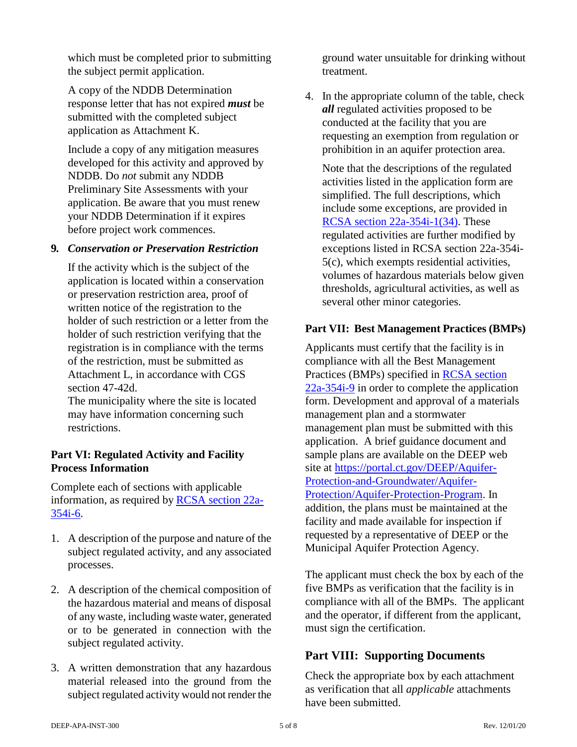which must be completed prior to submitting the subject permit application.

A copy of the NDDB Determination response letter that has not expired ***must*** be submitted with the completed subject application as Attachment K.

Include a copy of any mitigation measures developed for this activity and approved by NDDB. Do *not* submit any NDDB Preliminary Site Assessments with your application. Be aware that you must renew your NDDB Determination if it expires before project work commences.

**9.** ***Conservation or Preservation Restriction***

If the activity which is the subject of the application is located within a conservation or preservation restriction area, proof of written notice of the registration to the holder of such restriction or a letter from the holder of such restriction verifying that the registration is in compliance with the terms of the restriction, must be submitted as Attachment L, in accordance with CGS section 47-42d.
The municipality where the site is located may have information concerning such restrictions.

### Part VI: Regulated Activity and Facility Process Information

Complete each of sections with applicable information, as required by [RCSA section 22a-354i-6](#).

1. A description of the purpose and nature of the subject regulated activity, and any associated processes.

2. A description of the chemical composition of the hazardous material and means of disposal of any waste, including waste water, generated or to be generated in connection with the subject regulated activity.

3. A written demonstration that any hazardous material released into the ground from the subject regulated activity would not render the ground water unsuitable for drinking without treatment.

4. In the appropriate column of the table, check ***all*** regulated activities proposed to be conducted at the facility that you are requesting an exemption from regulation or prohibition in an aquifer protection area.

   Note that the descriptions of the regulated activities listed in the application form are simplified. The full descriptions, which include some exceptions, are provided in [RCSA section 22a-354i-1(34)](#). These regulated activities are further modified by exceptions listed in RCSA section 22a-354i-5(c), which exempts residential activities, volumes of hazardous materials below given thresholds, agricultural activities, as well as several other minor categories.

### Part VII: Best Management Practices (BMPs)

Applicants must certify that the facility is in compliance with all the Best Management Practices (BMPs) specified in [RCSA section 22a-354i-9](#) in order to complete the application form. Development and approval of a materials management plan and a stormwater management plan must be submitted with this application. A brief guidance document and sample plans are available on the DEEP web site at [https://portal.ct.gov/DEEP/Aquifer-Protection-and-Groundwater/Aquifer-Protection/Aquifer-Protection-Program](https://portal.ct.gov/DEEP/Aquifer-Protection-and-Groundwater/Aquifer-Protection/Aquifer-Protection-Program). In addition, the plans must be maintained at the facility and made available for inspection if requested by a representative of DEEP or the Municipal Aquifer Protection Agency.

The applicant must check the box by each of the five BMPs as verification that the facility is in compliance with all of the BMPs. The applicant and the operator, if different from the applicant, must sign the certification.

## Part VIII: Supporting Documents

Check the appropriate box by each attachment as verification that all *applicable* attachments have been submitted.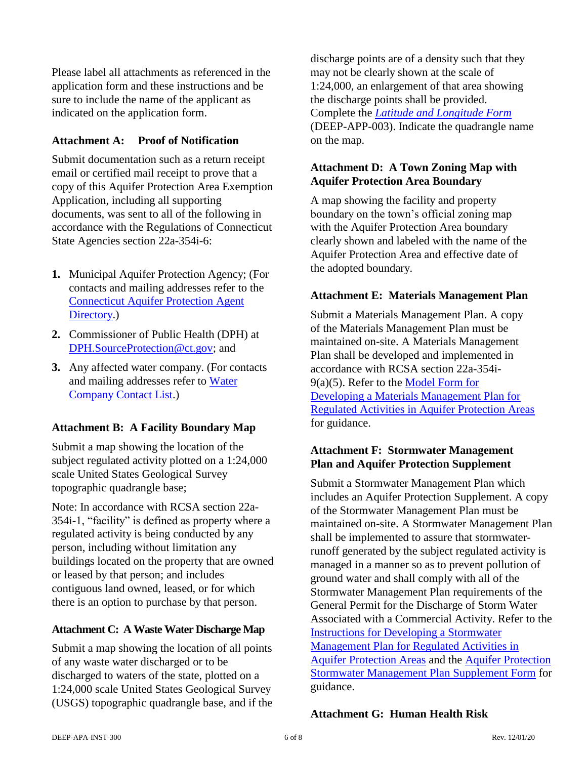Please label all attachments as referenced in the application form and these instructions and be sure to include the name of the applicant as indicated on the application form.

### Attachment A: Proof of Notification

Submit documentation such as a return receipt email or certified mail receipt to prove that a copy of this Aquifer Protection Area Exemption Application, including all supporting documents, was sent to all of the following in accordance with the Regulations of Connecticut State Agencies section 22a-354i-6:

1. Municipal Aquifer Protection Agency; (For contacts and mailing addresses refer to the Connecticut Aquifer Protection Agent Directory.)
2. Commissioner of Public Health (DPH) at DPH.SourceProtection@ct.gov; and
3. Any affected water company. (For contacts and mailing addresses refer to Water Company Contact List.)

### Attachment B: A Facility Boundary Map

Submit a map showing the location of the subject regulated activity plotted on a 1:24,000 scale United States Geological Survey topographic quadrangle base;

Note: In accordance with RCSA section 22a-354i-1, "facility" is defined as property where a regulated activity is being conducted by any person, including without limitation any buildings located on the property that are owned or leased by that person; and includes contiguous land owned, leased, or for which there is an option to purchase by that person.

### Attachment C: A Waste Water Discharge Map

Submit a map showing the location of all points of any waste water discharged or to be discharged to waters of the state, plotted on a 1:24,000 scale United States Geological Survey (USGS) topographic quadrangle base, and if the discharge points are of a density such that they may not be clearly shown at the scale of 1:24,000, an enlargement of that area showing the discharge points shall be provided. Complete the *Latitude and Longitude Form* (DEEP-APP-003). Indicate the quadrangle name on the map.

### Attachment D: A Town Zoning Map with Aquifer Protection Area Boundary

A map showing the facility and property boundary on the town's official zoning map with the Aquifer Protection Area boundary clearly shown and labeled with the name of the Aquifer Protection Area and effective date of the adopted boundary.

### Attachment E: Materials Management Plan

Submit a Materials Management Plan. A copy of the Materials Management Plan must be maintained on-site. A Materials Management Plan shall be developed and implemented in accordance with RCSA section 22a-354i-9(a)(5). Refer to the Model Form for Developing a Materials Management Plan for Regulated Activities in Aquifer Protection Areas for guidance.

### Attachment F: Stormwater Management Plan and Aquifer Protection Supplement

Submit a Stormwater Management Plan which includes an Aquifer Protection Supplement. A copy of the Stormwater Management Plan must be maintained on-site. A Stormwater Management Plan shall be implemented to assure that stormwater-runoff generated by the subject regulated activity is managed in a manner so as to prevent pollution of ground water and shall comply with all of the Stormwater Management Plan requirements of the General Permit for the Discharge of Storm Water Associated with a Commercial Activity. Refer to the Instructions for Developing a Stormwater Management Plan for Regulated Activities in Aquifer Protection Areas and the Aquifer Protection Stormwater Management Plan Supplement Form for guidance.

### Attachment G: Human Health Risk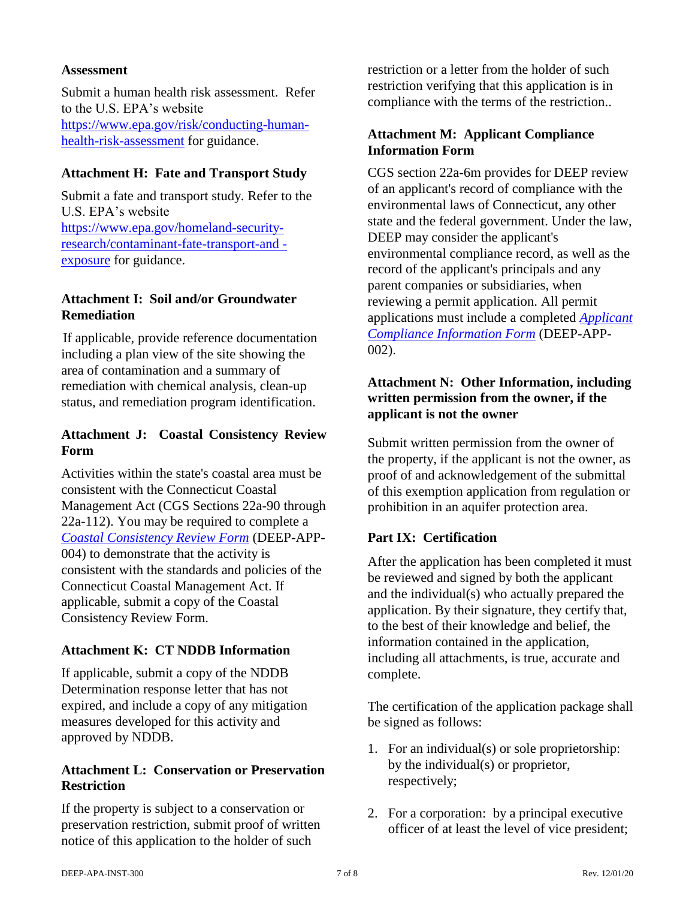**Assessment**

Submit a human health risk assessment. Refer to the U.S. EPA's website [https://www.epa.gov/risk/conducting-human-health-risk-assessment](https://www.epa.gov/risk/conducting-human-health-risk-assessment) for guidance.

### Attachment H: Fate and Transport Study

Submit a fate and transport study. Refer to the U.S. EPA's website [https://www.epa.gov/homeland-security-research/contaminant-fate-transport-and -exposure](https://www.epa.gov/homeland-security-research/contaminant-fate-transport-and-exposure) for guidance.

### Attachment I: Soil and/or Groundwater Remediation

If applicable, provide reference documentation including a plan view of the site showing the area of contamination and a summary of remediation with chemical analysis, clean-up status, and remediation program identification.

### Attachment J: Coastal Consistency Review Form

Activities within the state's coastal area must be consistent with the Connecticut Coastal Management Act (CGS Sections 22a-90 through 22a-112). You may be required to complete a *Coastal Consistency Review Form* (DEEP-APP-004) to demonstrate that the activity is consistent with the standards and policies of the Connecticut Coastal Management Act. If applicable, submit a copy of the Coastal Consistency Review Form.

### Attachment K: CT NDDB Information

If applicable, submit a copy of the NDDB Determination response letter that has not expired, and include a copy of any mitigation measures developed for this activity and approved by NDDB.

### Attachment L: Conservation or Preservation Restriction

If the property is subject to a conservation or preservation restriction, submit proof of written notice of this application to the holder of such restriction or a letter from the holder of such restriction verifying that this application is in compliance with the terms of the restriction..

### Attachment M: Applicant Compliance Information Form

CGS section 22a-6m provides for DEEP review of an applicant's record of compliance with the environmental laws of Connecticut, any other state and the federal government. Under the law, DEEP may consider the applicant's environmental compliance record, as well as the record of the applicant's principals and any parent companies or subsidiaries, when reviewing a permit application. All permit applications must include a completed *Applicant Compliance Information Form* (DEEP-APP-002).

### Attachment N: Other Information, including written permission from the owner, if the applicant is not the owner

Submit written permission from the owner of the property, if the applicant is not the owner, as proof of and acknowledgement of the submittal of this exemption application from regulation or prohibition in an aquifer protection area.

## Part IX: Certification

After the application has been completed it must be reviewed and signed by both the applicant and the individual(s) who actually prepared the application. By their signature, they certify that, to the best of their knowledge and belief, the information contained in the application, including all attachments, is true, accurate and complete.

The certification of the application package shall be signed as follows:

1. For an individual(s) or sole proprietorship: by the individual(s) or proprietor, respectively;
2. For a corporation: by a principal executive officer of at least the level of vice president;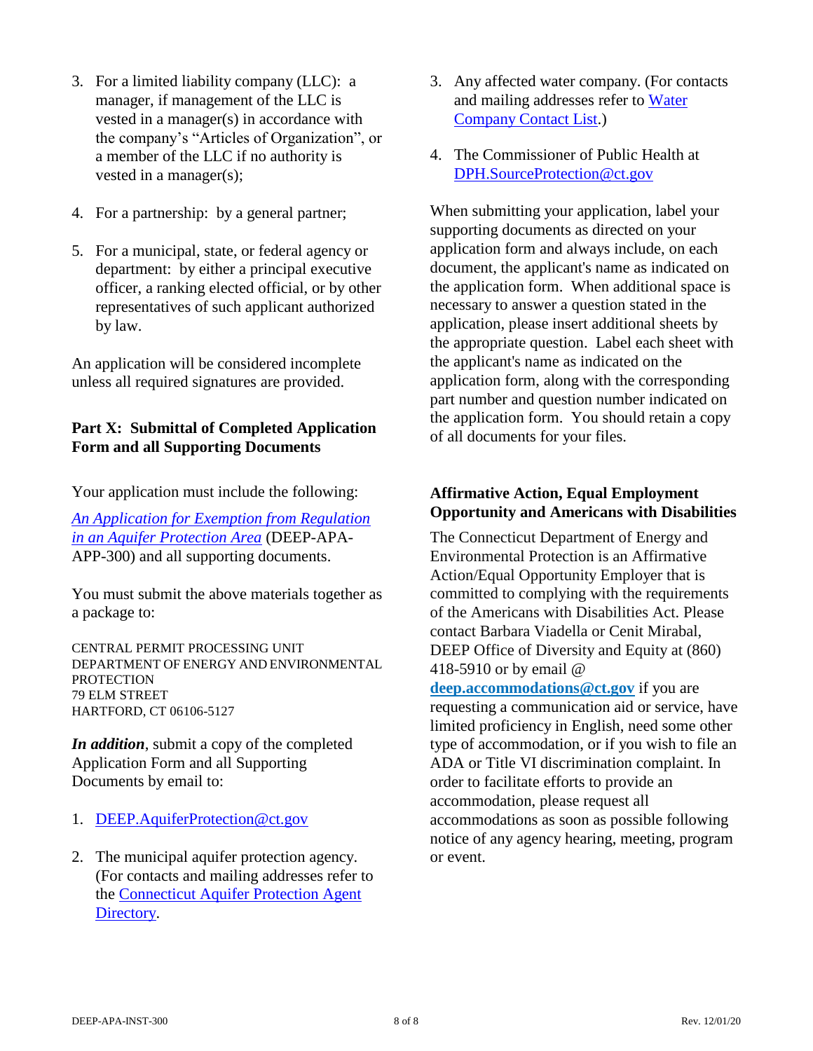3. For a limited liability company (LLC): a manager, if management of the LLC is vested in a manager(s) in accordance with the company's "Articles of Organization", or a member of the LLC if no authority is vested in a manager(s);

4. For a partnership: by a general partner;

5. For a municipal, state, or federal agency or department: by either a principal executive officer, a ranking elected official, or by other representatives of such applicant authorized by law.

An application will be considered incomplete unless all required signatures are provided.

### Part X: Submittal of Completed Application Form and all Supporting Documents

Your application must include the following:

*An Application for Exemption from Regulation in an Aquifer Protection Area* (DEEP-APA-APP-300) and all supporting documents.

You must submit the above materials together as a package to:

CENTRAL PERMIT PROCESSING UNIT
DEPARTMENT OF ENERGY AND ENVIRONMENTAL PROTECTION
79 ELM STREET
HARTFORD, CT 06106-5127

***In addition***, submit a copy of the completed Application Form and all Supporting Documents by email to:

1. DEEP.AquiferProtection@ct.gov

2. The municipal aquifer protection agency. (For contacts and mailing addresses refer to the Connecticut Aquifer Protection Agent Directory.

3. Any affected water company. (For contacts and mailing addresses refer to Water Company Contact List.)

4. The Commissioner of Public Health at DPH.SourceProtection@ct.gov

When submitting your application, label your supporting documents as directed on your application form and always include, on each document, the applicant's name as indicated on the application form. When additional space is necessary to answer a question stated in the application, please insert additional sheets by the appropriate question. Label each sheet with the applicant's name as indicated on the application form, along with the corresponding part number and question number indicated on the application form. You should retain a copy of all documents for your files.

### Affirmative Action, Equal Employment Opportunity and Americans with Disabilities

The Connecticut Department of Energy and Environmental Protection is an Affirmative Action/Equal Opportunity Employer that is committed to complying with the requirements of the Americans with Disabilities Act. Please contact Barbara Viadella or Cenit Mirabal, DEEP Office of Diversity and Equity at (860) 418-5910 or by email @ **deep.accommodations@ct.gov** if you are requesting a communication aid or service, have limited proficiency in English, need some other type of accommodation, or if you wish to file an ADA or Title VI discrimination complaint. In order to facilitate efforts to provide an accommodation, please request all accommodations as soon as possible following notice of any agency hearing, meeting, program or event.